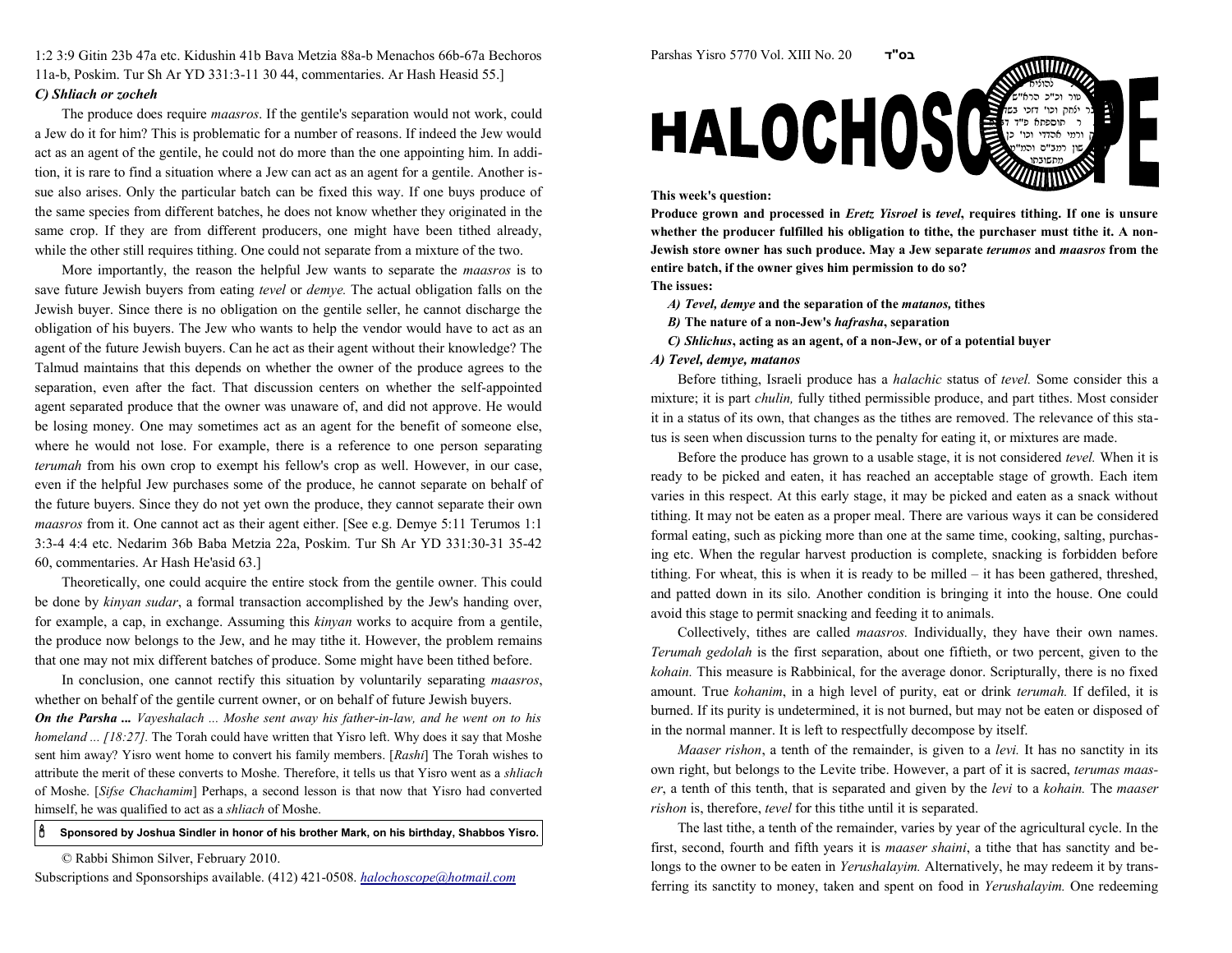Parshas Yisro 5770 Vol. XIII No. 20 בס"ד

# HALOCHOSCOPE

**This week's question:**

**Produce grown and processed in *Eretz Yisroel* is *tevel*, requires tithing. If one is unsure whether the producer fulfilled his obligation to tithe, the purchaser must tithe it. A non-Jewish store owner has such produce. May a Jew separate *terumos* and *maasros* from the entire batch, if the owner gives him permission to do so?**

**The issues:**

*A) Tevel, demye* **and the separation of the *matanos,* tithes**

*B)* **The nature of a non-Jew's *hafrasha*, separation**

*C) Shlichus*, **acting as an agent, of a non-Jew, or of a potential buyer**

### *A) Tevel, demye, matanos*

Before tithing, Israeli produce has a *halachic* status of *tevel.* Some consider this a mixture; it is part *chulin,* fully tithed permissible produce, and part tithes. Most consider it in a status of its own, that changes as the tithes are removed. The relevance of this status is seen when discussion turns to the penalty for eating it, or mixtures are made.

Before the produce has grown to a usable stage, it is not considered *tevel.* When it is ready to be picked and eaten, it has reached an acceptable stage of growth. Each item varies in this respect. At this early stage, it may be picked and eaten as a snack without tithing. It may not be eaten as a proper meal. There are various ways it can be considered formal eating, such as picking more than one at the same time, cooking, salting, purchasing etc. When the regular harvest production is complete, snacking is forbidden before tithing. For wheat, this is when it is ready to be milled – it has been gathered, threshed, and patted down in its silo. Another condition is bringing it into the house. One could avoid this stage to permit snacking and feeding it to animals.

Collectively, tithes are called *maasros.* Individually, they have their own names. *Terumah gedolah* is the first separation, about one fiftieth, or two percent, given to the *kohain.* This measure is Rabbinical, for the average donor. Scripturally, there is no fixed amount. True *kohanim*, in a high level of purity, eat or drink *terumah.* If defiled, it is burned. If its purity is undetermined, it is not burned, but may not be eaten or disposed of in the normal manner. It is left to respectfully decompose by itself.

*Maaser rishon*, a tenth of the remainder, is given to a *levi.* It has no sanctity in its own right, but belongs to the Levite tribe. However, a part of it is sacred, *terumas maaser*, a tenth of this tenth, that is separated and given by the *levi* to a *kohain.* The *maaser rishon* is, therefore, *tevel* for this tithe until it is separated.

The last tithe, a tenth of the remainder, varies by year of the agricultural cycle. In the first, second, fourth and fifth years it is *maaser shaini*, a tithe that has sanctity and belongs to the owner to be eaten in *Yerushalayim.* Alternatively, he may redeem it by transferring its sanctity to money, taken and spent on food in *Yerushalayim.* One redeeming

1:2 3:9 Gitin 23b 47a etc. Kidushin 41b Bava Metzia 88a-b Menachos 66b-67a Bechoros 11a-b, Poskim. Tur Sh Ar YD 331:3-11 30 44, commentaries. Ar Hash Heasid 55.]

### *C) Shliach or zocheh*

The produce does require *maasros*. If the gentile's separation would not work, could a Jew do it for him? This is problematic for a number of reasons. If indeed the Jew would act as an agent of the gentile, he could not do more than the one appointing him. In addition, it is rare to find a situation where a Jew can act as an agent for a gentile. Another issue also arises. Only the particular batch can be fixed this way. If one buys produce of the same species from different batches, he does not know whether they originated in the same crop. If they are from different producers, one might have been tithed already, while the other still requires tithing. One could not separate from a mixture of the two.

More importantly, the reason the helpful Jew wants to separate the *maasros* is to save future Jewish buyers from eating *tevel* or *demye.* The actual obligation falls on the Jewish buyer. Since there is no obligation on the gentile seller, he cannot discharge the obligation of his buyers. The Jew who wants to help the vendor would have to act as an agent of the future Jewish buyers. Can he act as their agent without their knowledge? The Talmud maintains that this depends on whether the owner of the produce agrees to the separation, even after the fact. That discussion centers on whether the self-appointed agent separated produce that the owner was unaware of, and did not approve. He would be losing money. One may sometimes act as an agent for the benefit of someone else, where he would not lose. For example, there is a reference to one person separating *terumah* from his own crop to exempt his fellow's crop as well. However, in our case, even if the helpful Jew purchases some of the produce, he cannot separate on behalf of the future buyers. Since they do not yet own the produce, they cannot separate their own *maasros* from it. One cannot act as their agent either. [See e.g. Demye 5:11 Terumos 1:1 3:3-4 4:4 etc. Nedarim 36b Baba Metzia 22a, Poskim. Tur Sh Ar YD 331:30-31 35-42 60, commentaries. Ar Hash He'asid 63.]

Theoretically, one could acquire the entire stock from the gentile owner. This could be done by *kinyan sudar*, a formal transaction accomplished by the Jew's handing over, for example, a cap, in exchange. Assuming this *kinyan* works to acquire from a gentile, the produce now belongs to the Jew, and he may tithe it. However, the problem remains that one may not mix different batches of produce. Some might have been tithed before.

In conclusion, one cannot rectify this situation by voluntarily separating *maasros*, whether on behalf of the gentile current owner, or on behalf of future Jewish buyers.

***On the Parsha ...*** *Vayeshalach ... Moshe sent away his father-in-law, and he went on to his homeland ... [18:27].* The Torah could have written that Yisro left. Why does it say that Moshe sent him away? Yisro went home to convert his family members. [*Rashi*] The Torah wishes to attribute the merit of these converts to Moshe. Therefore, it tells us that Yisro went as a *shliach* of Moshe. [*Sifse Chachamim*] Perhaps, a second lesson is that now that Yisro had converted himself, he was qualified to act as a *shliach* of Moshe.

**Sponsored by Joshua Sindler in honor of his brother Mark, on his birthday, Shabbos Yisro.**

© Rabbi Shimon Silver, February 2010.

Subscriptions and Sponsorships available. (412) 421-0508. halochoscope@hotmail.com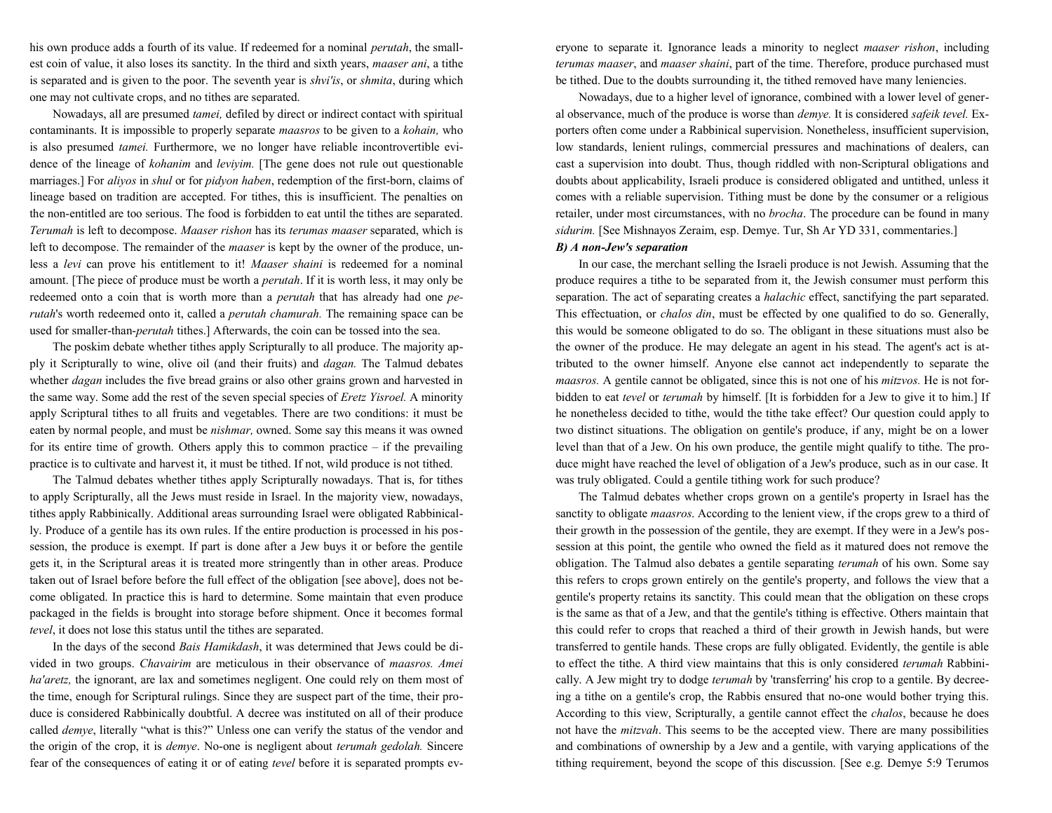his own produce adds a fourth of its value. If redeemed for a nominal *perutah*, the smallest coin of value, it also loses its sanctity. In the third and sixth years, *maaser ani*, a tithe is separated and is given to the poor. The seventh year is *shvi'is*, or *shmita*, during which one may not cultivate crops, and no tithes are separated.

Nowadays, all are presumed *tamei,* defiled by direct or indirect contact with spiritual contaminants. It is impossible to properly separate *maasros* to be given to a *kohain,* who is also presumed *tamei.* Furthermore, we no longer have reliable incontrovertible evidence of the lineage of *kohanim* and *leviyim.* [The gene does not rule out questionable marriages.] For *aliyos* in *shul* or for *pidyon haben*, redemption of the first-born, claims of lineage based on tradition are accepted. For tithes, this is insufficient. The penalties on the non-entitled are too serious. The food is forbidden to eat until the tithes are separated. *Terumah* is left to decompose. *Maaser rishon* has its *terumas maaser* separated, which is left to decompose. The remainder of the *maaser* is kept by the owner of the produce, unless a *levi* can prove his entitlement to it! *Maaser shaini* is redeemed for a nominal amount. [The piece of produce must be worth a *perutah*. If it is worth less, it may only be redeemed onto a coin that is worth more than a *perutah* that has already had one *perutah*'s worth redeemed onto it, called a *perutah chamurah.* The remaining space can be used for smaller-than-*perutah* tithes.] Afterwards, the coin can be tossed into the sea.

The poskim debate whether tithes apply Scripturally to all produce. The majority apply it Scripturally to wine, olive oil (and their fruits) and *dagan.* The Talmud debates whether *dagan* includes the five bread grains or also other grains grown and harvested in the same way. Some add the rest of the seven special species of *Eretz Yisroel.* A minority apply Scriptural tithes to all fruits and vegetables. There are two conditions: it must be eaten by normal people, and must be *nishmar,* owned. Some say this means it was owned for its entire time of growth. Others apply this to common practice – if the prevailing practice is to cultivate and harvest it, it must be tithed. If not, wild produce is not tithed.

The Talmud debates whether tithes apply Scripturally nowadays. That is, for tithes to apply Scripturally, all the Jews must reside in Israel. In the majority view, nowadays, tithes apply Rabbinically. Additional areas surrounding Israel were obligated Rabbinically. Produce of a gentile has its own rules. If the entire production is processed in his possession, the produce is exempt. If part is done after a Jew buys it or before the gentile gets it, in the Scriptural areas it is treated more stringently than in other areas. Produce taken out of Israel before before the full effect of the obligation [see above], does not become obligated. In practice this is hard to determine. Some maintain that even produce packaged in the fields is brought into storage before shipment. Once it becomes formal *tevel*, it does not lose this status until the tithes are separated.

In the days of the second *Bais Hamikdash*, it was determined that Jews could be divided in two groups. *Chavairim* are meticulous in their observance of *maasros. Amei ha'aretz,* the ignorant, are lax and sometimes negligent. One could rely on them most of the time, enough for Scriptural rulings. Since they are suspect part of the time, their produce is considered Rabbinically doubtful. A decree was instituted on all of their produce called *demye*, literally "what is this?" Unless one can verify the status of the vendor and the origin of the crop, it is *demye*. No-one is negligent about *terumah gedolah.* Sincere fear of the consequences of eating it or of eating *tevel* before it is separated prompts everyone to separate it. Ignorance leads a minority to neglect *maaser rishon*, including *terumas maaser*, and *maaser shaini*, part of the time. Therefore, produce purchased must be tithed. Due to the doubts surrounding it, the tithed removed have many leniencies.

Nowadays, due to a higher level of ignorance, combined with a lower level of general observance, much of the produce is worse than *demye.* It is considered *safeik tevel.* Exporters often come under a Rabbinical supervision. Nonetheless, insufficient supervision, low standards, lenient rulings, commercial pressures and machinations of dealers, can cast a supervision into doubt. Thus, though riddled with non-Scriptural obligations and doubts about applicability, Israeli produce is considered obligated and untithed, unless it comes with a reliable supervision. Tithing must be done by the consumer or a religious retailer, under most circumstances, with no *brocha*. The procedure can be found in many *sidurim.* [See Mishnayos Zeraim, esp. Demye. Tur, Sh Ar YD 331, commentaries.]

***B) A non-Jew's separation***

In our case, the merchant selling the Israeli produce is not Jewish. Assuming that the produce requires a tithe to be separated from it, the Jewish consumer must perform this separation. The act of separating creates a *halachic* effect, sanctifying the part separated. This effectuation, or *chalos din*, must be effected by one qualified to do so. Generally, this would be someone obligated to do so. The obligant in these situations must also be the owner of the produce. He may delegate an agent in his stead. The agent's act is attributed to the owner himself. Anyone else cannot act independently to separate the *maasros.* A gentile cannot be obligated, since this is not one of his *mitzvos.* He is not forbidden to eat *tevel* or *terumah* by himself. [It is forbidden for a Jew to give it to him.] If he nonetheless decided to tithe, would the tithe take effect? Our question could apply to two distinct situations. The obligation on gentile's produce, if any, might be on a lower level than that of a Jew. On his own produce, the gentile might qualify to tithe. The produce might have reached the level of obligation of a Jew's produce, such as in our case. It was truly obligated. Could a gentile tithing work for such produce?

The Talmud debates whether crops grown on a gentile's property in Israel has the sanctity to obligate *maasros*. According to the lenient view, if the crops grew to a third of their growth in the possession of the gentile, they are exempt. If they were in a Jew's possession at this point, the gentile who owned the field as it matured does not remove the obligation. The Talmud also debates a gentile separating *terumah* of his own. Some say this refers to crops grown entirely on the gentile's property, and follows the view that a gentile's property retains its sanctity. This could mean that the obligation on these crops is the same as that of a Jew, and that the gentile's tithing is effective. Others maintain that this could refer to crops that reached a third of their growth in Jewish hands, but were transferred to gentile hands. These crops are fully obligated. Evidently, the gentile is able to effect the tithe. A third view maintains that this is only considered *terumah* Rabbinically. A Jew might try to dodge *terumah* by 'transferring' his crop to a gentile. By decreeing a tithe on a gentile's crop, the Rabbis ensured that no-one would bother trying this. According to this view, Scripturally, a gentile cannot effect the *chalos*, because he does not have the *mitzvah*. This seems to be the accepted view. There are many possibilities and combinations of ownership by a Jew and a gentile, with varying applications of the tithing requirement, beyond the scope of this discussion. [See e.g. Demye 5:9 Terumos